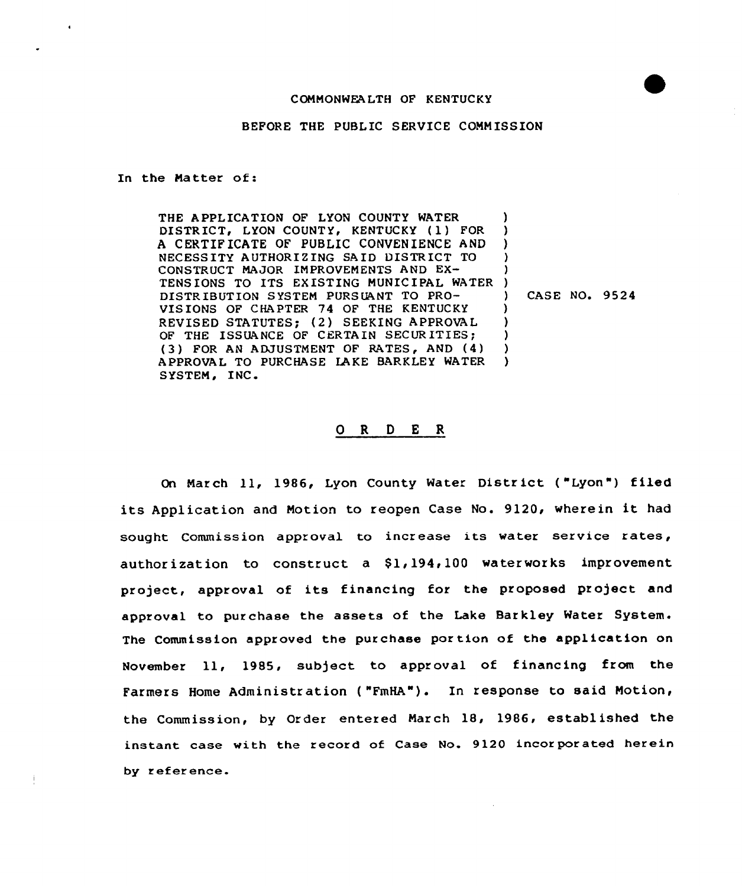COMMONWEALTH OF KENTUCKY

BEFORE THE PUBLIC SERVICE COMMISSION

In the Matter of:

THE APPLICATION OF LYON COUNTY WATER DISTRICT, LYON COUNTY, KENTUCKY (1) FOR A CERTIFICATE OF PUBLIC CONVENIENCE AND NECESSITY AUTHORIZING SAID DISTRICT TO CONSTRUCT MAJOR IMPROVEMENTS AND EXTENSIONS TO ITS EXISTING MUNICIPAL WATER DISTRIBUTION SYSTEM PURSUANT TO PROVISIONS OF CHAPTER 74 OF THE KENTUCKY REVISED STATUTES; (2) SEEKING APPROVAL OF THE ISSUANCE OF CERTAIN SECURITIES; (3) FOR AN ADJUSTMENT OF RATES, AND (4) APPROVAL TO PURCHASE LAKE BARKLEY WATER SYSTEM, INC.

CASE NO. 9524

## O R D E R

On March 11, 1986, Lyon County Water District ("Lyon") filed its Application and Motion to reopen Case No. 9120, wherein it had sought Commission approval to increase its water service rates, authorization to construct a $1,194,100 waterworks improvement project, approval of its financing for the proposed project and approval to purchase the assets of the Lake Barkley Water System. The Commission approved the purchase portion of the application on November 11, 1985, subject to approval of financing from the Farmers Home Administration ("FmHA"). In response to said Motion, the Commission, by Order entered March 18, 1986, established the instant case with the record of Case No. 9120 incorporated herein by reference.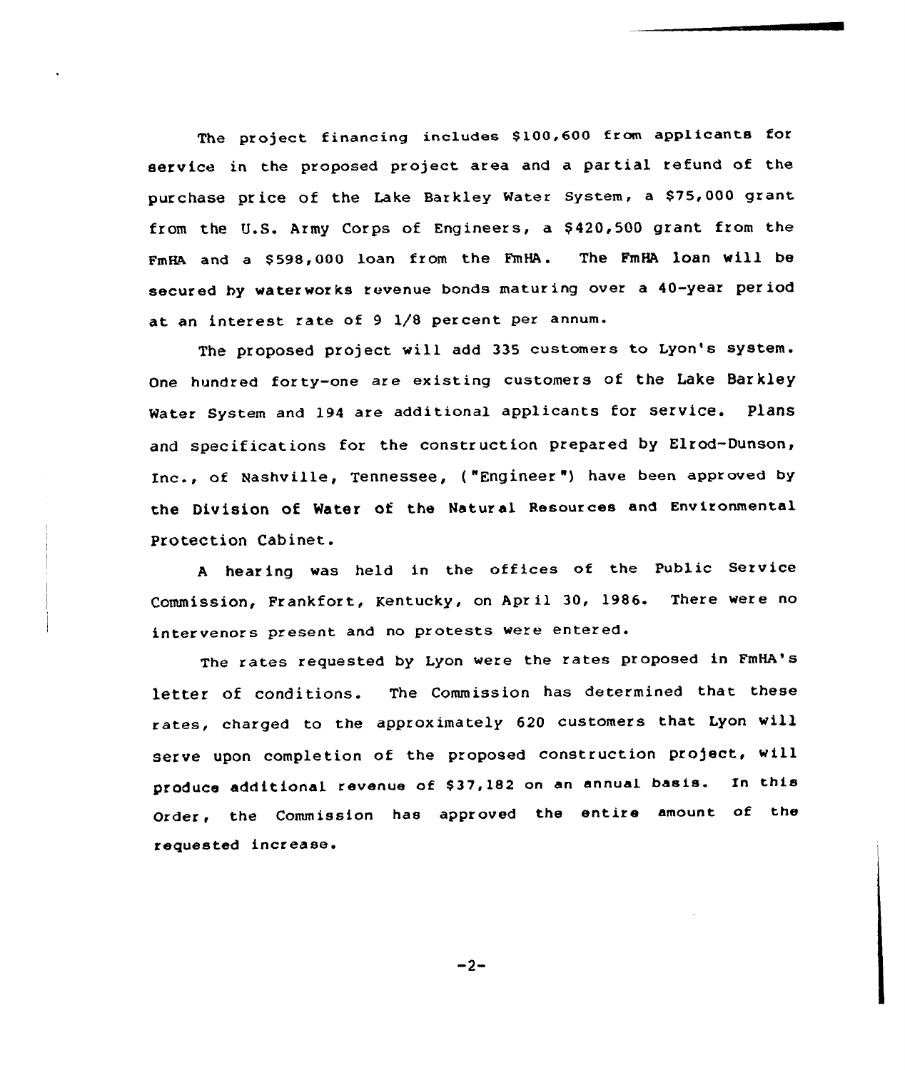The project financing includes $100,600 from applicants for service in the proposed project area and a partial refund of the purchase price of the Lake Barkley Water System, a $75,000 grant from the U.S. Army Corps of Engineers, a $420,500 grant from the FmHA and a $598,000 loan from the FmHA. The FmHA loan will be secured by waterworks revenue bonds maturing over a 40-year period at an interest rate of 9 1/8 percent per annum.

The proposed project will add 335 customers to Lyon's system. One hundred forty-one are existing customers of the Lake Barkley Water System and 194 are additional applicants for service. Plans and specifications for the construction prepared by Elrod-Dunson, Inc., of Nashville, Tennessee, ("Engineer") have been approved by the Division of Water of the Natural Resources and Environmental Protection Cabinet.

A hearing was held in the offices of the Public Service Commission, Frankfort, Kentucky, on April 30, 1986. There were no intervenors present and no protests were entered.

The rates requested by Lyon were the rates proposed in FmHA's letter of conditions. The Commission has determined that these rates, charged to the approximately 620 customers that Lyon will serve upon completion of the proposed construction project, will produce additional revenue of $37,182 on an annual basis. In this Order, the Commission has approved the entire amount of the requested increase.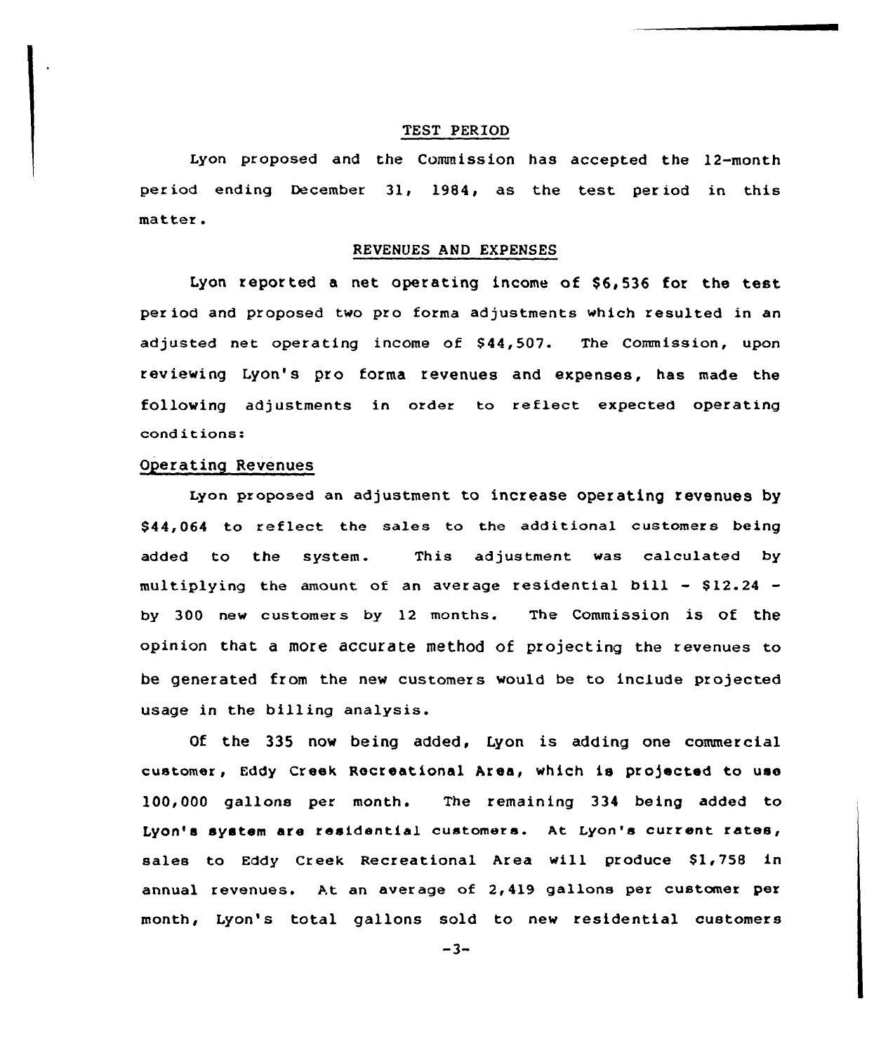## TEST PERIOD

Lyon proposed and the Commission has accepted the 12-month period ending December 31, 1984, as the test period in this matter.

## REVENUES AND EXPENSES

Lyon reported a net operating income of $6,536 for the test period and proposed two pro forma adjustments which resulted in an adjusted net operating income of $44,507. The Commission, upon reviewing Lyon's pro forma revenues and expenses, has made the following adjustments in order to reflect expected operating conditions:

### Operating Revenues

Lyon proposed an adjustment to increase operating revenues by $44,064 to reflect the sales to the additional customers being added to the system. This adjustment was calculated by multiplying the amount of an average residential bill - $12.24 - by 300 new customers by 12 months. The Commission is of the opinion that a more accurate method of projecting the revenues to be generated from the new customers would be to include projected usage in the billing analysis.

Of the 335 now being added, Lyon is adding one commercial customer, Eddy Creek Recreational Area, which is projected to use 100,000 gallons per month. The remaining 334 being added to Lyon's system are residential customers. At Lyon's current rates, sales to Eddy Creek Recreational Area will produce $1,758 in annual revenues. At an average of 2,419 gallons per customer per month, Lyon's total gallons sold to new residential customers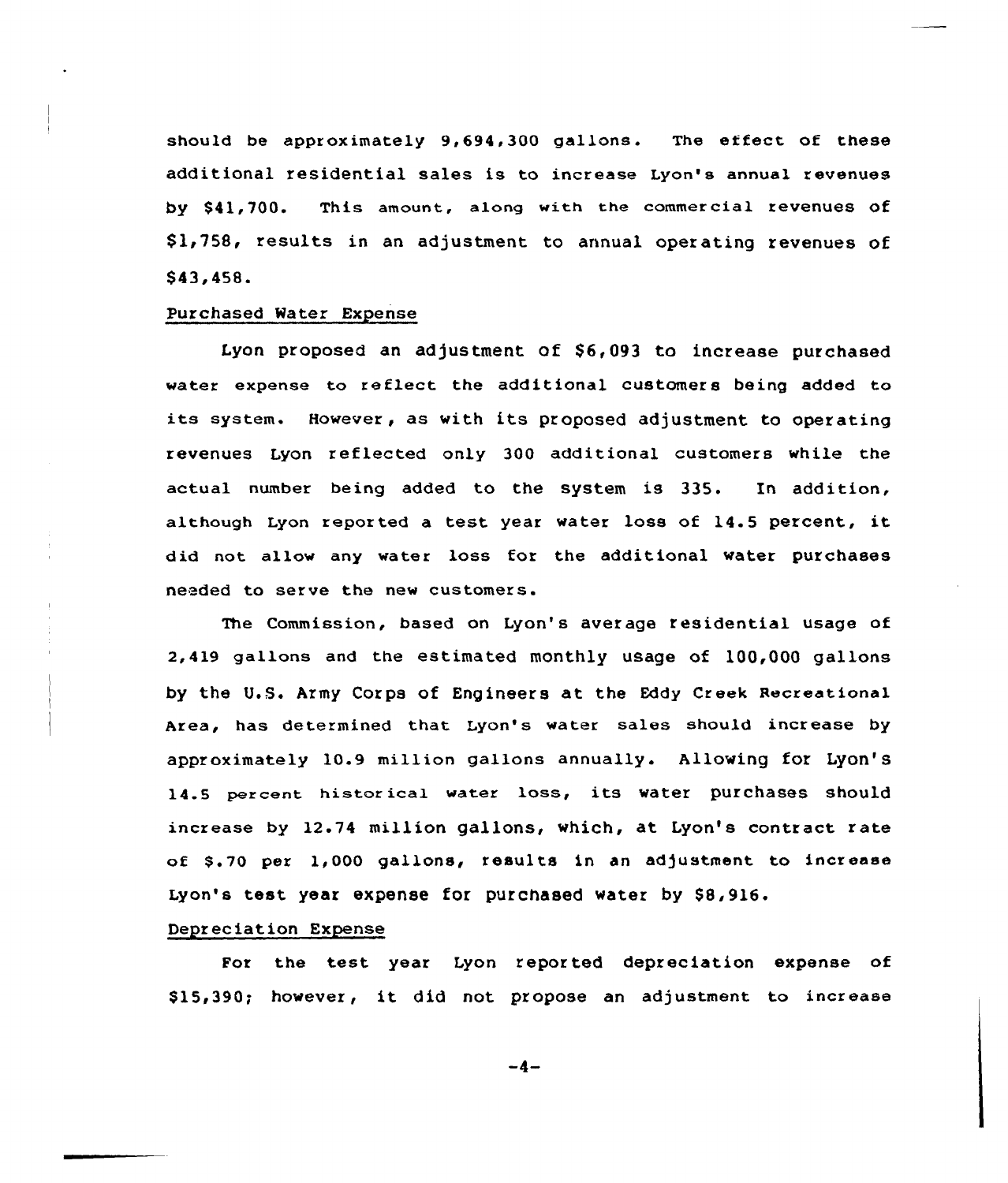should be approximately 9,694,300 gallons. The effect of these additional residential sales is to increase Lyon's annual revenues by $41,700. This amount, along with the commercial revenues of $1,758, results in an adjustment to annual operating revenues of $43,458.

Purchased Water Expense

Lyon proposed an adjustment of $6,093 to increase purchased water expense to reflect the additional customers being added to its system. However, as with its proposed adjustment to operating revenues Lyon reflected only 300 additional customers while the actual number being added to the system is 335. In addition, although Lyon reported a test year water loss of 14.5 percent, it did not allow any water loss for the additional water purchases needed to serve the new customers.

The Commission, based on Lyon's average residential usage of 2,419 gallons and the estimated monthly usage of 100,000 gallons by the U.S. Army Corps of Engineers at the Eddy Creek Recreational Area, has determined that Lyon's water sales should increase by approximately 10.9 million gallons annually. Allowing for Lyon's 14.5 percent historical water loss, its water purchases should increase by 12.74 million gallons, which, at Lyon's contract rate of $.70 per 1,000 gallons, results in an adjustment to increase Lyon's test year expense for purchased water by $8,916.

Depreciation Expense

For the test year Lyon reported depreciation expense of $15,390; however, it did not propose an adjustment to increase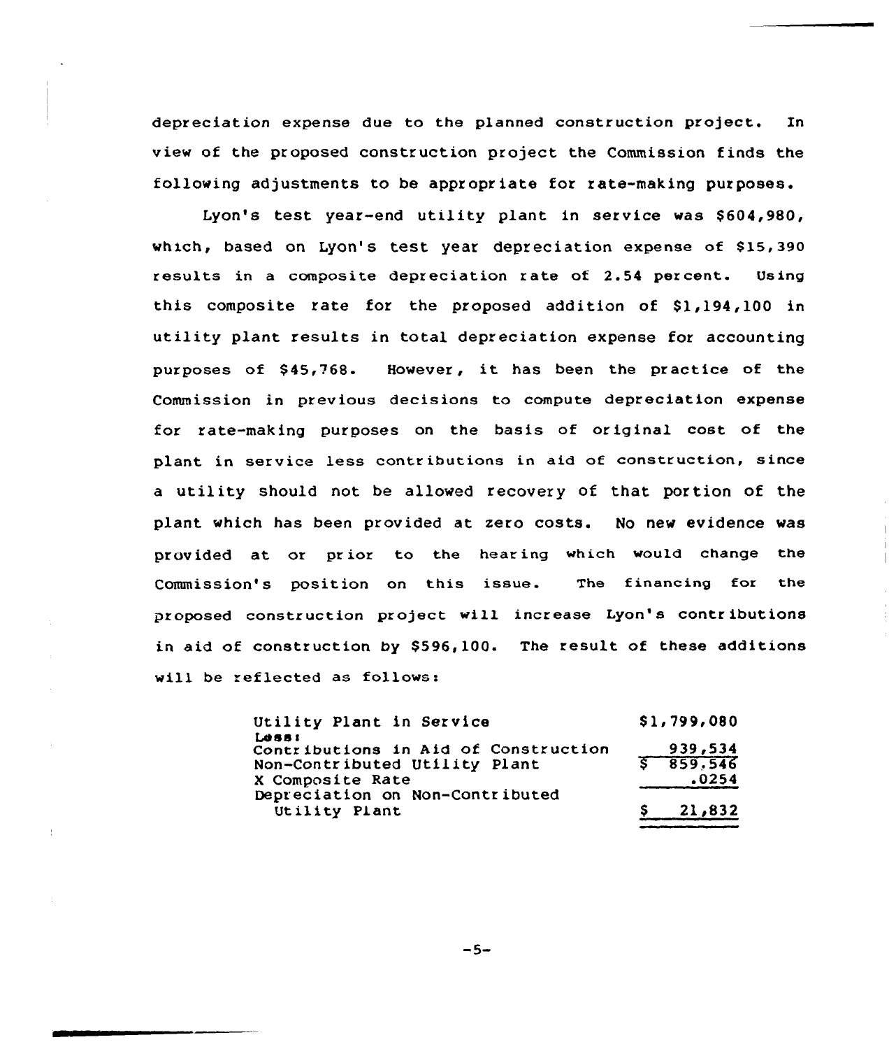depreciation expense due to the planned construction project. In view of the proposed construction project the Commission finds the following adjustments to be appropriate for rate-making purposes.

Lyon's test year-end utility plant in service was $604,980, which, based on Lyon's test year depreciation expense of $15,390 results in a composite depreciation rate of 2.54 percent. Using this composite rate for the proposed addition of $1,194,100 in utility plant results in total depreciation expense for accounting purposes of $45,768. However, it has been the practice of the Commission in previous decisions to compute depreciation expense for rate-making purposes on the basis of original cost of the plant in service less contributions in aid of construction, since a utility should not be allowed recovery of that portion of the plant which has been provided at zero costs. No new evidence was provided at or prior to the hearing which would change the Commission's position on this issue. The financing for the proposed construction project will increase Lyon's contributions in aid of construction by $596,100. The result of these additions will be reflected as follows:

| | |
|---|---|
| Utility Plant in Service | $1,799,080 |
| Less: | |
| Contributions in Aid of Construction | 939,534 |
| Non-Contributed Utility Plant | $ 859,546 |
| X Composite Rate | .0254 |
| Depreciation on Non-Contributed Utility Plant | $ 21,832 |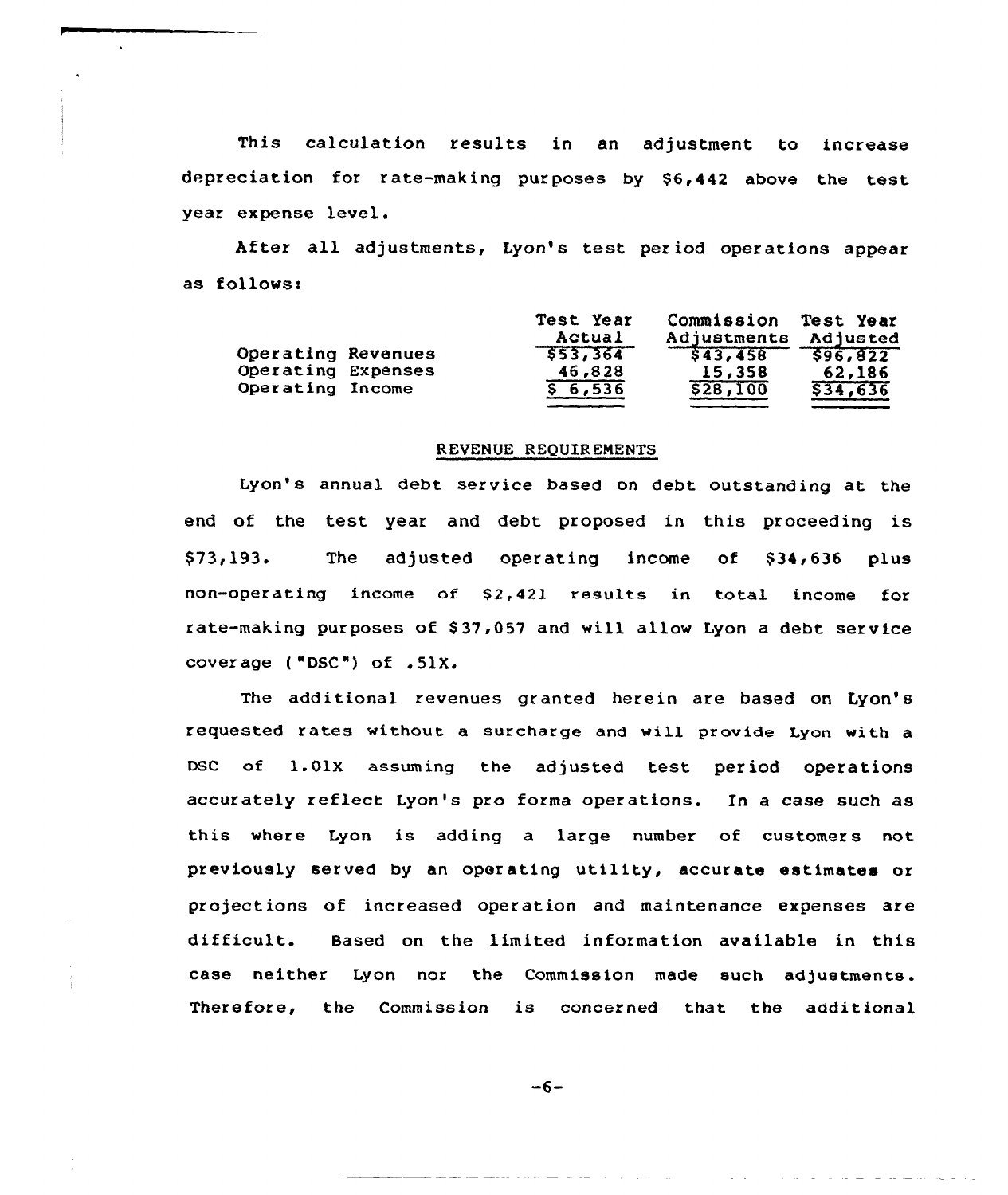This calculation results in an adjustment to increase depreciation for rate-making purposes by $6,442 above the test year expense level.

After all adjustments, Lyon's test period operations appear as follows:

| | Test Year Actual | Commission Adjustments | Test Year Adjusted |
|---|---|---|---|
| Operating Revenues | $53,364 | $43,458 | $96,822 |
| Operating Expenses | 46,828 | 15,358 | 62,186 |
| Operating Income | $ 6,536 | $28,100 | $34,636 |

## REVENUE REQUIREMENTS

Lyon's annual debt service based on debt outstanding at the end of the test year and debt proposed in this proceeding is $73,193. The adjusted operating income of $34,636 plus non-operating income of $2,421 results in total income for rate-making purposes of $37,057 and will allow Lyon a debt service coverage ("DSC") of .51X.

The additional revenues granted herein are based on Lyon's requested rates without a surcharge and will provide Lyon with a DSC of 1.01X assuming the adjusted test period operations accurately reflect Lyon's pro forma operations. In a case such as this where Lyon is adding a large number of customers not previously served by an operating utility, accurate estimates or projections of increased operation and maintenance expenses are difficult. Based on the limited information available in this case neither Lyon nor the Commission made such adjustments. Therefore, the Commission is concerned that the additional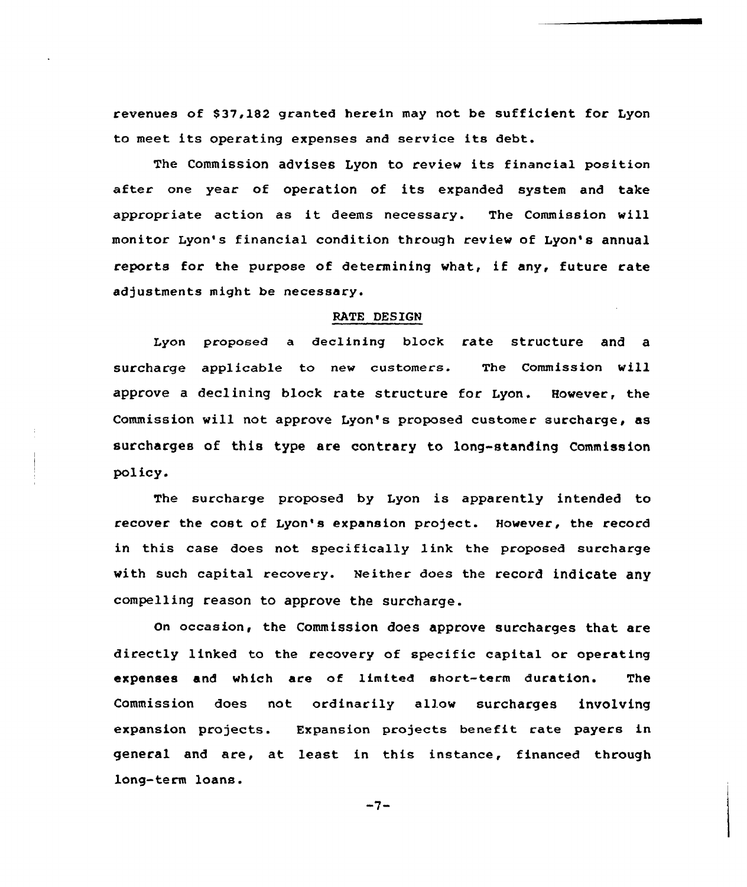revenues of $37,182 granted herein may not be sufficient for Lyon to meet its operating expenses and service its debt.

The Commission advises Lyon to review its financial position after one year of operation of its expanded system and take appropriate action as it deems necessary. The Commission will monitor Lyon's financial condition through review of Lyon's annual reports for the purpose of determining what, if any, future rate adjustments might be necessary.

## RATE DESIGN

Lyon proposed a declining block rate structure and a surcharge applicable to new customers. The Commission will approve a declining block rate structure for Lyon. However, the Commission will not approve Lyon's proposed customer surcharge, as surcharges of this type are contrary to long-standing Commission policy.

The surcharge proposed by Lyon is apparently intended to recover the cost of Lyon's expansion project. However, the record in this case does not specifically link the proposed surcharge with such capital recovery. Neither does the record indicate any compelling reason to approve the surcharge.

On occasion, the Commission does approve surcharges that are directly linked to the recovery of specific capital or operating expenses and which are of limited short-term duration. The Commission does not ordinarily allow surcharges involving expansion projects. Expansion projects benefit rate payers in general and are, at least in this instance, financed through long-term loans.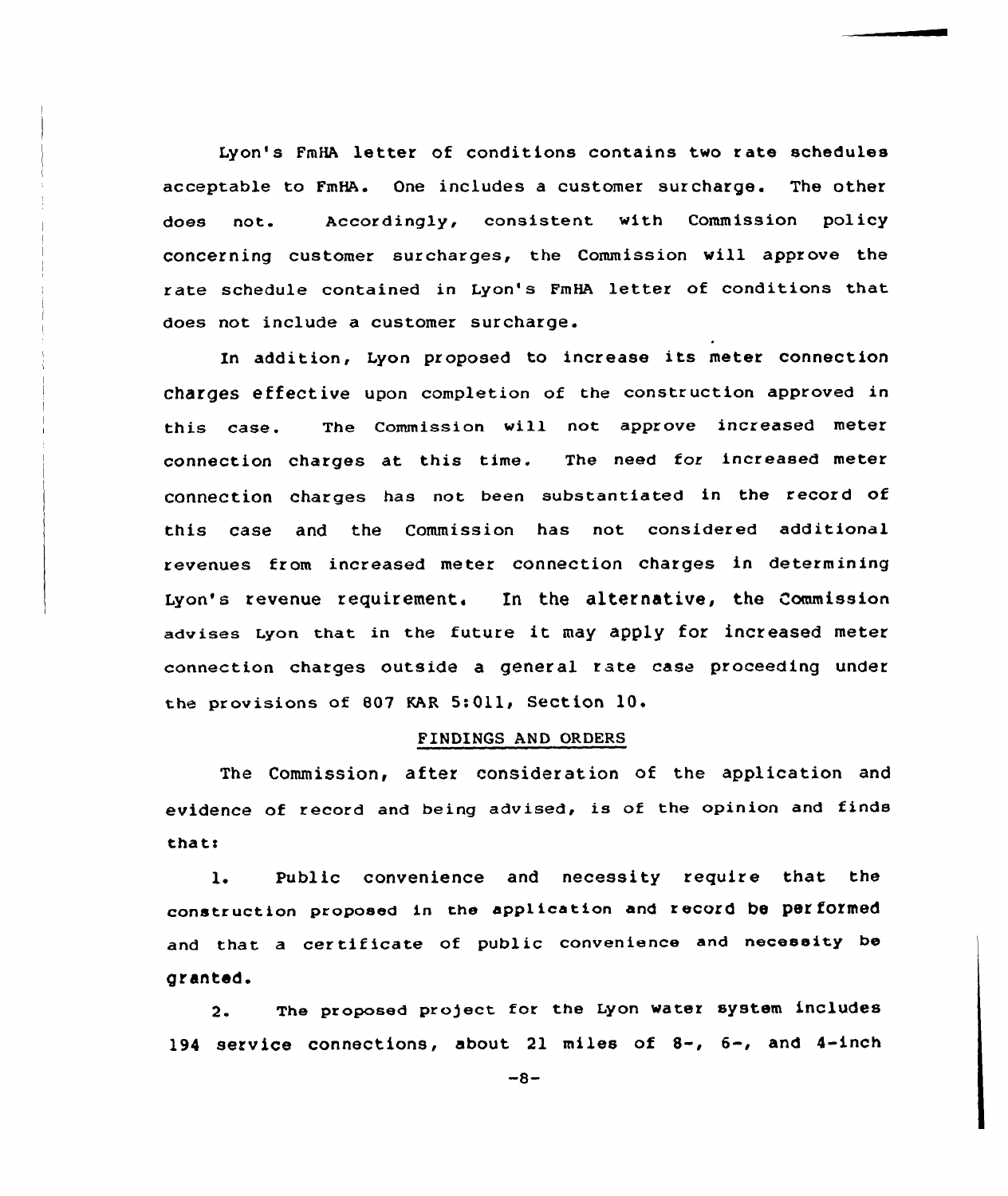Lyon's FmHA letter of conditions contains two rate schedules acceptable to FmHA. One includes a customer surcharge. The other does not. Accordingly, consistent with Commission policy concerning customer surcharges, the Commission will approve the rate schedule contained in Lyon's FmHA letter of conditions that does not include a customer surcharge.

In addition, Lyon proposed to increase its meter connection charges effective upon completion of the construction approved in this case. The Commission will not approve increased meter connection charges at this time. The need for increased meter connection charges has not been substantiated in the record of this case and the Commission has not considered additional revenues from increased meter connection charges in determining Lyon's revenue requirement. In the alternative, the Commission advises Lyon that in the future it may apply for increased meter connection charges outside a general rate case proceeding under the provisions of 807 KAR 5:011, Section 10.

## FINDINGS AND ORDERS

The Commission, after consideration of the application and evidence of record and being advised, is of the opinion and finds that:

1. Public convenience and necessity require that the construction proposed in the application and record be performed and that a certificate of public convenience and necessity be granted.

2. The proposed project for the Lyon water system includes 194 service connections, about 21 miles of 8-, 6-, and 4-inch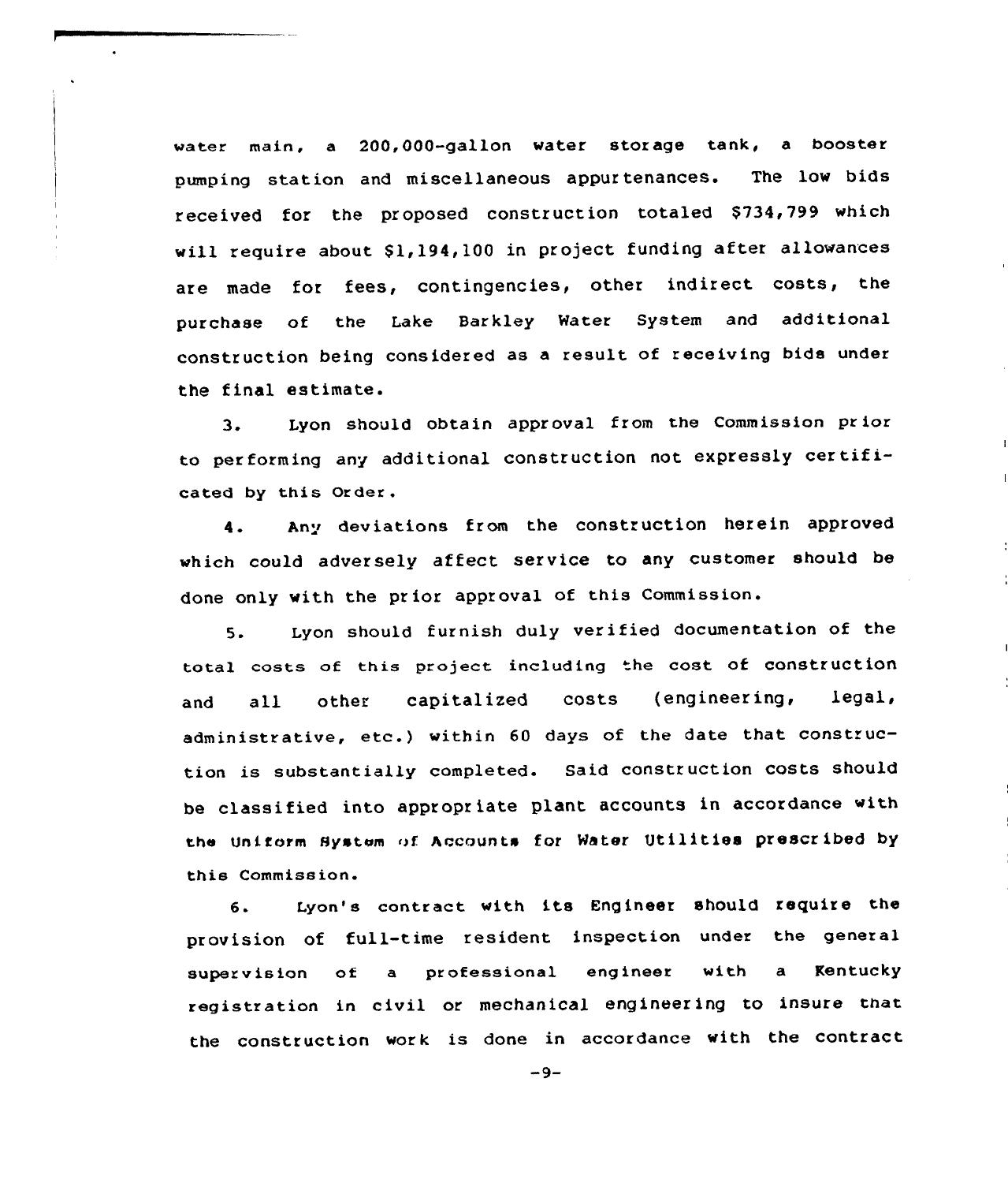water main, a 200,000-gallon water storage tank, a booster pumping station and miscellaneous appurtenances. The low bids received for the proposed construction totaled $734,799 which will require about $1,194,100 in project funding after allowances are made for fees, contingencies, other indirect costs, the purchase of the Lake Barkley Water System and additional construction being considered as a result of receiving bids under the final estimate.

3. Lyon should obtain approval from the Commission prior to performing any additional construction not expressly certificated by this Order.

4. Any deviations from the construction herein approved which could adversely affect service to any customer should be done only with the prior approval of this Commission.

5. Lyon should furnish duly verified documentation of the total costs of this project including the cost of construction and all other capitalized costs (engineering, legal, administrative, etc.) within 60 days of the date that construction is substantially completed. Said construction costs should be classified into appropriate plant accounts in accordance with the Uniform System of Accounts for Water Utilities prescribed by this Commission.

6. Lyon's contract with its Engineer should require the provision of full-time resident inspection under the general supervision of a professional engineer with a Kentucky registration in civil or mechanical engineering to insure that the construction work is done in accordance with the contract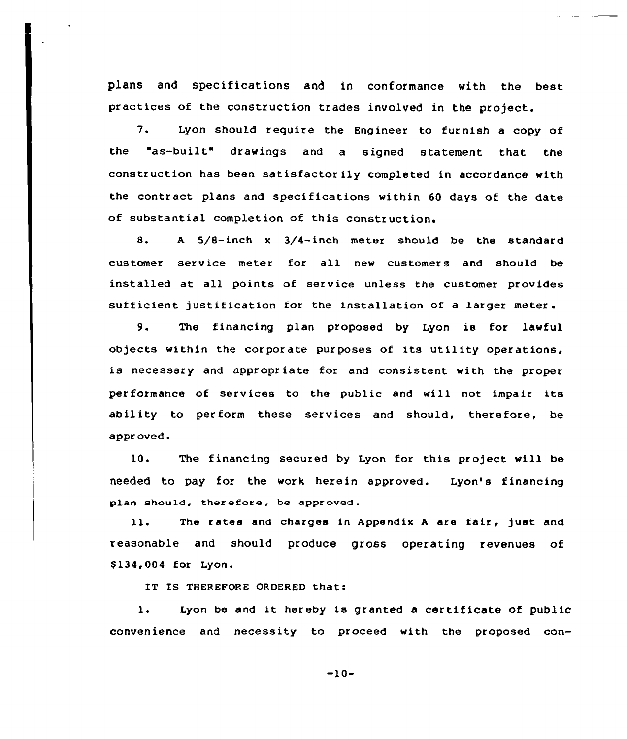plans and specifications and in conformance with the best practices of the construction trades involved in the project.

7. Lyon should require the Engineer to furnish a copy of the "as-built" drawings and a signed statement that the construction has been satisfactorily completed in accordance with the contract plans and specifications within 60 days of the date of substantial completion of this construction.

8. A 5/8-inch x 3/4-inch meter should be the standard customer service meter for all new customers and should be installed at all points of service unless the customer provides sufficient justification for the installation of a larger meter.

9. The financing plan proposed by Lyon is for lawful objects within the corporate purposes of its utility operations, is necessary and appropriate for and consistent with the proper performance of services to the public and will not impair its ability to perform these services and should, therefore, be approved.

10. The financing secured by Lyon for this project will be needed to pay for the work herein approved. Lyon's financing plan should, therefore, be approved.

11. The rates and charges in Appendix A are fair, just and reasonable and should produce gross operating revenues of $134,004 for Lyon.

IT IS THEREFORE ORDERED that:

1. Lyon be and it hereby is granted a certificate of public convenience and necessity to proceed with the proposed con-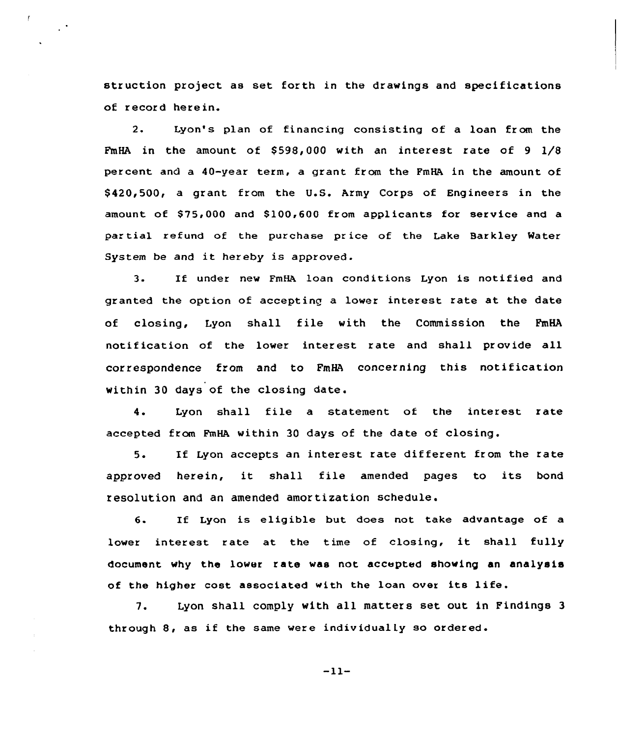struction project as set forth in the drawings and specifications of record herein.

2. Lyon's plan of financing consisting of a loan from the FmHA in the amount of $598,000 with an interest rate of 9 1/8 percent and a 40-year term, a grant from the FmHA in the amount of $420,500, a grant from the U.S. Army Corps of Engineers in the amount of $75,000 and $100,600 from applicants for service and a partial refund of the purchase price of the Lake Barkley Water System be and it hereby is approved.

3. If under new FmHA loan conditions Lyon is notified and granted the option of accepting a lower interest rate at the date of closing, Lyon shall file with the Commission the FmHA notification of the lower interest rate and shall provide all correspondence from and to FmHA concerning this notification within 30 days of the closing date.

4. Lyon shall file a statement of the interest rate accepted from FmHA within 30 days of the date of closing.

5. If Lyon accepts an interest rate different from the rate approved herein, it shall file amended pages to its bond resolution and an amended amortization schedule.

6. If Lyon is eligible but does not take advantage of a lower interest rate at the time of closing, it shall fully document why the lower rate was not accepted showing an analysis of the higher cost associated with the loan over its life.

7. Lyon shall comply with all matters set out in Findings 3 through 8, as if the same were individually so ordered.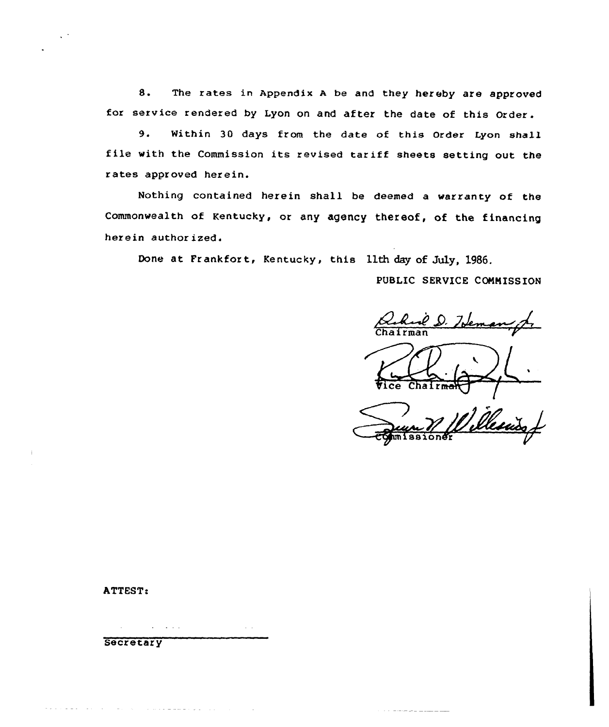8. The rates in Appendix A be and they hereby are approved for service rendered by Lyon on and after the date of this Order.

9. Within 30 days from the date of this Order Lyon shall file with the Commission its revised tariff sheets setting out the rates approved herein.

Nothing contained herein shall be deemed a warranty of the Commonwealth of Kentucky, or any agency thereof, of the financing herein authorized.

Done at Frankfort, Kentucky, this 11th day of July, 1986.

PUBLIC SERVICE COMMISSION

Chairman

Vice Chairman

Commissioner

ATTEST:

Secretary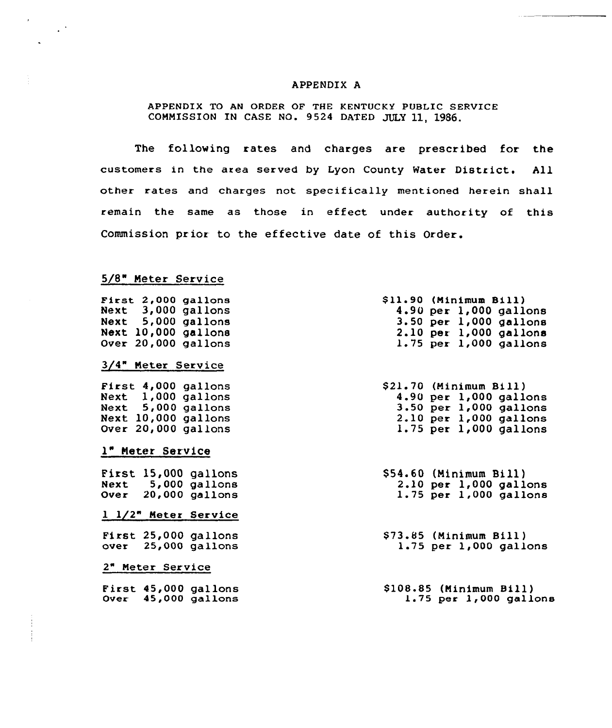# APPENDIX A

APPENDIX TO AN ORDER OF THE KENTUCKY PUBLIC SERVICE COMMISSION IN CASE NO. 9524 DATED JULY 11, 1986.

The following rates and charges are prescribed for the customers in the area served by Lyon County Water District. All other rates and charges not specifically mentioned herein shall remain the same as those in effect under authority of this Commission prior to the effective date of this Order.

<u>5/8" Meter Service</u>

| | |
|---|---|
| First 2,000 gallons | $11.90 (Minimum Bill) |
| Next 3,000 gallons | 4.90 per 1,000 gallons |
| Next 5,000 gallons | 3.50 per 1,000 gallons |
| Next 10,000 gallons | 2.10 per 1,000 gallons |
| Over 20,000 gallons | 1.75 per 1,000 gallons |

<u>3/4" Meter Service</u>

| | |
|---|---|
| First 4,000 gallons | $21.70 (Minimum Bill) |
| Next 1,000 gallons | 4.90 per 1,000 gallons |
| Next 5,000 gallons | 3.50 per 1,000 gallons |
| Next 10,000 gallons | 2.10 per 1,000 gallons |
| Over 20,000 gallons | 1.75 per 1,000 gallons |

<u>1" Meter Service</u>

| | |
|---|---|
| First 15,000 gallons | $54.60 (Minimum Bill) |
| Next 5,000 gallons | 2.10 per 1,000 gallons |
| Over 20,000 gallons | 1.75 per 1,000 gallons |

<u>1 1/2" Meter Service</u>

| | |
|---|---|
| First 25,000 gallons | $73.85 (Minimum Bill) |
| over 25,000 gallons | 1.75 per 1,000 gallons |

<u>2" Meter Service</u>

| | |
|---|---|
| First 45,000 gallons | $108.85 (Minimum Bill) |
| Over 45,000 gallons | 1.75 per 1,000 gallons |